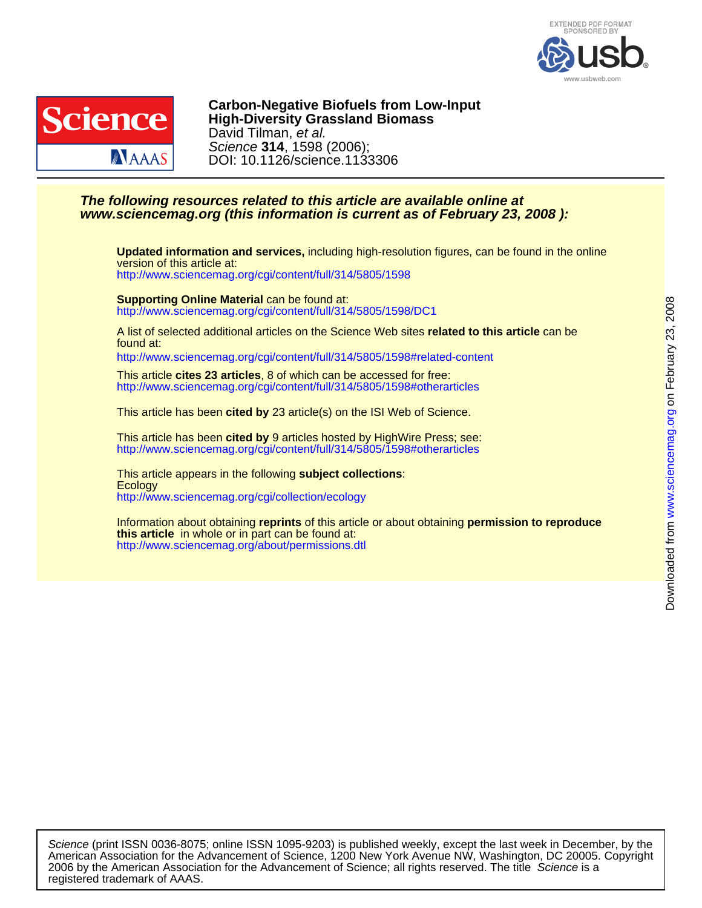EXTENDED PDF FORMAT
SPONSORED BY

www.usbweb.com

# Carbon-Negative Biofuels from Low-Input High-Diversity Grassland Biomass

David Tilman, *et al.*

*Science* **314**, 1598 (2006);

DOI: 10.1126/science.1133306

***The following resources related to this article are available online at www.sciencemag.org (this information is current as of February 23, 2008 ):***

**Updated information and services,** including high-resolution figures, can be found in the online version of this article at:
http://www.sciencemag.org/cgi/content/full/314/5805/1598

**Supporting Online Material** can be found at:
http://www.sciencemag.org/cgi/content/full/314/5805/1598/DC1

A list of selected additional articles on the Science Web sites **related to this article** can be found at:
http://www.sciencemag.org/cgi/content/full/314/5805/1598#related-content

This article **cites 23 articles**, 8 of which can be accessed for free:
http://www.sciencemag.org/cgi/content/full/314/5805/1598#otherarticles

This article has been **cited by** 23 article(s) on the ISI Web of Science.

This article has been **cited by** 9 articles hosted by HighWire Press; see:
http://www.sciencemag.org/cgi/content/full/314/5805/1598#otherarticles

This article appears in the following **subject collections**:
Ecology
http://www.sciencemag.org/cgi/collection/ecology

Information about obtaining **reprints** of this article or about obtaining **permission to reproduce this article** in whole or in part can be found at:
http://www.sciencemag.org/about/permissions.dtl

Downloaded from www.sciencemag.org on February 23, 2008

*Science* (print ISSN 0036-8075; online ISSN 1095-9203) is published weekly, except the last week in December, by the American Association for the Advancement of Science, 1200 New York Avenue NW, Washington, DC 20005. Copyright 2006 by the American Association for the Advancement of Science; all rights reserved. The title *Science* is a registered trademark of AAAS.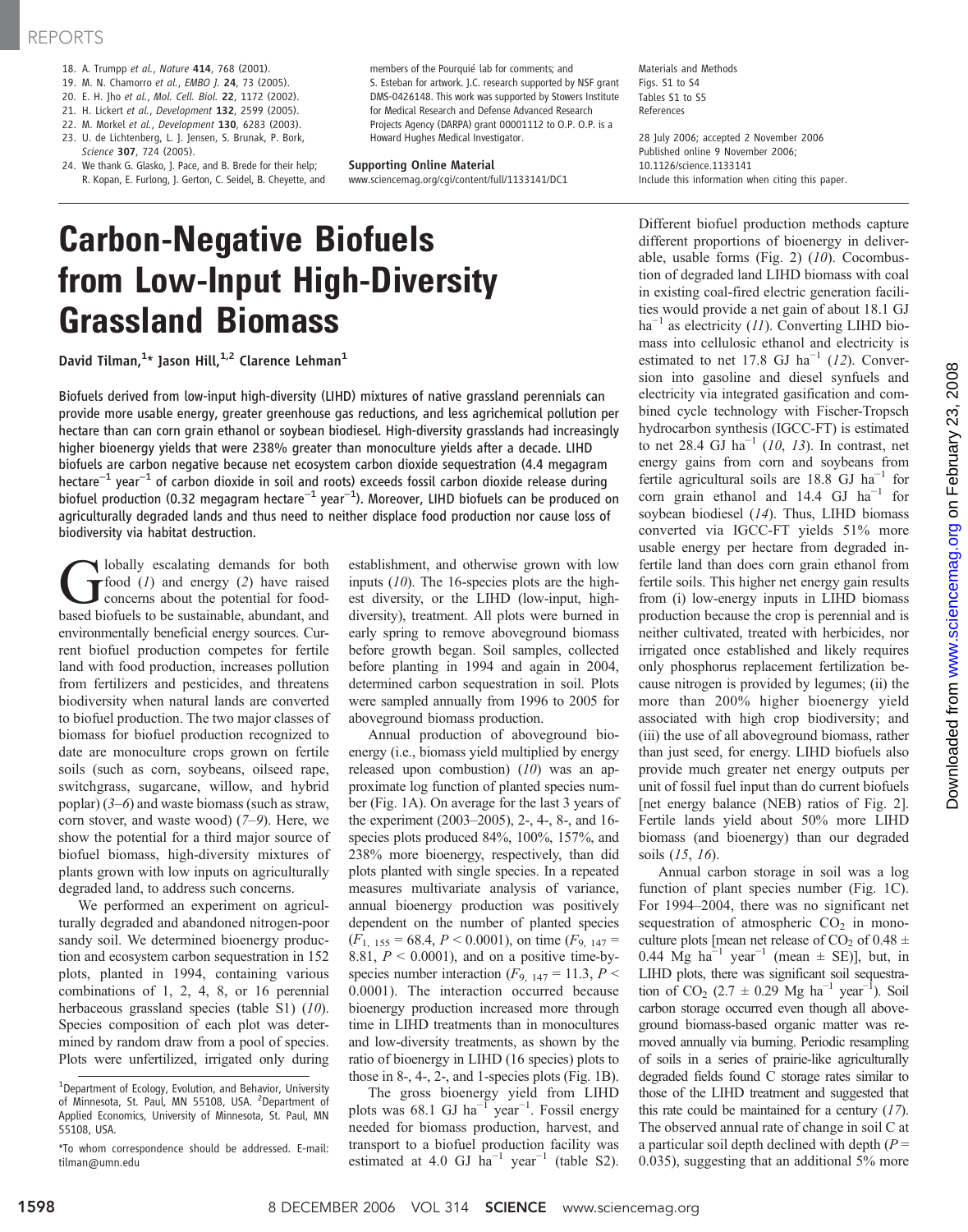18. A. Trumpp *et al.*, *Nature* **414**, 768 (2001).
19. M. N. Chamorro *et al.*, *EMBO J.* **24**, 73 (2005).
20. E. H. Jho *et al.*, *Mol. Cell. Biol.* **22**, 1172 (2002).
21. H. Lickert *et al.*, *Development* **132**, 2599 (2005).
22. M. Morkel *et al.*, *Development* **130**, 6283 (2003).
23. U. de Lichtenberg, L. J. Jensen, S. Brunak, P. Bork, *Science* **307**, 724 (2005).
24. We thank G. Glasko, J. Pace, and B. Brede for their help; R. Kopan, E. Furlong, J. Gerton, C. Seidel, B. Cheyette, and members of the Pourquié lab for comments; and S. Esteban for artwork. J.C. research supported by NSF grant DMS-0426148. This work was supported by Stowers Institute for Medical Research and Defense Advanced Research Projects Agency (DARPA) grant 00001112 to O.P. O.P. is a Howard Hughes Medical Investigator.

**Supporting Online Material**
www.sciencemag.org/cgi/content/full/1133141/DC1
Materials and Methods
Figs. S1 to S4
Tables S1 to S5
References

28 July 2006; accepted 2 November 2006
Published online 9 November 2006;
10.1126/science.1133141
Include this information when citing this paper.

# Carbon-Negative Biofuels from Low-Input High-Diversity Grassland Biomass

David Tilman,[1]* Jason Hill,[1,2] Clarence Lehman[1]

Biofuels derived from low-input high-diversity (LIHD) mixtures of native grassland perennials can provide more usable energy, greater greenhouse gas reductions, and less agrichemical pollution per hectare than can corn grain ethanol or soybean biodiesel. High-diversity grasslands had increasingly higher bioenergy yields that were 238% greater than monoculture yields after a decade. LIHD biofuels are carbon negative because net ecosystem carbon dioxide sequestration (4.4 megagram hectare$^{-1}$ year$^{-1}$ of carbon dioxide in soil and roots) exceeds fossil carbon dioxide release during biofuel production (0.32 megagram hectare$^{-1}$ year$^{-1}$). Moreover, LIHD biofuels can be produced on agriculturally degraded lands and thus need to neither displace food production nor cause loss of biodiversity via habitat destruction.

Globally escalating demands for both food (*1*) and energy (*2*) have raised concerns about the potential for food-based biofuels to be sustainable, abundant, and environmentally beneficial energy sources. Current biofuel production competes for fertile land with food production, increases pollution from fertilizers and pesticides, and threatens biodiversity when natural lands are converted to biofuel production. The two major classes of biomass for biofuel production recognized to date are monoculture crops grown on fertile soils (such as corn, soybeans, oilseed rape, switchgrass, sugarcane, willow, and hybrid poplar) (*3*–*6*) and waste biomass (such as straw, corn stover, and waste wood) (*7*–*9*). Here, we show the potential for a third major source of biofuel biomass, high-diversity mixtures of plants grown with low inputs on agriculturally degraded land, to address such concerns.

We performed an experiment on agriculturally degraded and abandoned nitrogen-poor sandy soil. We determined bioenergy production and ecosystem carbon sequestration in 152 plots, planted in 1994, containing various combinations of 1, 2, 4, 8, or 16 perennial herbaceous grassland species (table S1) (*10*). Species composition of each plot was determined by random draw from a pool of species. Plots were unfertilized, irrigated only during establishment, and otherwise grown with low inputs (*10*). The 16-species plots are the highest diversity, or the LIHD (low-input, high-diversity), treatment. All plots were burned in early spring to remove aboveground biomass before growth began. Soil samples, collected before planting in 1994 and again in 2004, determined carbon sequestration in soil. Plots were sampled annually from 1996 to 2005 for aboveground biomass production.

Annual production of aboveground bioenergy (i.e., biomass yield multiplied by energy released upon combustion) (*10*) was an approximate log function of planted species number (Fig. 1A). On average for the last 3 years of the experiment (2003–2005), 2-, 4-, 8-, and 16-species plots produced 84%, 100%, 157%, and 238% more bioenergy, respectively, than did plots planted with single species. In a repeated measures multivariate analysis of variance, annual bioenergy production was positively dependent on the number of planted species ($F_{1,\,155} = 68.4$, $P < 0.0001$), on time ($F_{9,\,147} = 8.81$, $P < 0.0001$), and on a positive time-by-species number interaction ($F_{9,\,147} = 11.3$, $P < 0.0001$). The interaction occurred because bioenergy production increased more through time in LIHD treatments than in monocultures and low-diversity treatments, as shown by the ratio of bioenergy in LIHD (16 species) plots to those in 8-, 4-, 2-, and 1-species plots (Fig. 1B).

The gross bioenergy yield from LIHD plots was 68.1 GJ ha$^{-1}$ year$^{-1}$. Fossil energy needed for biomass production, harvest, and transport to a biofuel production facility was estimated at 4.0 GJ ha$^{-1}$ year$^{-1}$ (table S2). Different biofuel production methods capture different proportions of bioenergy in deliverable, usable forms (Fig. 2) (*10*). Cocombustion of degraded land LIHD biomass with coal in existing coal-fired electric generation facilities would provide a net gain of about 18.1 GJ ha$^{-1}$ as electricity (*11*). Converting LIHD biomass into cellulosic ethanol and electricity is estimated to net 17.8 GJ ha$^{-1}$ (*12*). Conversion into gasoline and diesel synfuels and electricity via integrated gasification and combined cycle technology with Fischer-Tropsch hydrocarbon synthesis (IGCC-FT) is estimated to net 28.4 GJ ha$^{-1}$ (*10*, *13*). In contrast, net energy gains from corn and soybeans from fertile agricultural soils are 18.8 GJ ha$^{-1}$ for corn grain ethanol and 14.4 GJ ha$^{-1}$ for soybean biodiesel (*14*). Thus, LIHD biomass converted via IGCC-FT yields 51% more usable energy per hectare from degraded infertile land than does corn grain ethanol from fertile soils. This higher net energy gain results from (i) low-energy inputs in LIHD biomass production because the crop is perennial and is neither cultivated, treated with herbicides, nor irrigated once established and likely requires only phosphorus replacement fertilization because nitrogen is provided by legumes; (ii) the more than 200% higher bioenergy yield associated with high crop biodiversity; and (iii) the use of all aboveground biomass, rather than just seed, for energy. LIHD biofuels also provide much greater net energy outputs per unit of fossil fuel input than do current biofuels [net energy balance (NEB) ratios of Fig. 2]. Fertile lands yield about 50% more LIHD biomass (and bioenergy) than our degraded soils (*15*, *16*).

Annual carbon storage in soil was a log function of plant species number (Fig. 1C). For 1994–2004, there was no significant net sequestration of atmospheric $CO_2$ in monoculture plots [mean net release of $CO_2$ of 0.48 ± 0.44 Mg ha$^{-1}$ year$^{-1}$ (mean ± SE)], but, in LIHD plots, there was significant soil sequestration of $CO_2$ (2.7 ± 0.29 Mg ha$^{-1}$ year$^{-1}$). Soil carbon storage occurred even though all aboveground biomass-based organic matter was removed annually via burning. Periodic resampling of soils in a series of prairie-like agriculturally degraded fields found C storage rates similar to those of the LIHD treatment and suggested that this rate could be maintained for a century (*17*). The observed annual rate of change in soil C at a particular soil depth declined with depth ($P$ = 0.035), suggesting that an additional 5% more

[1]Department of Ecology, Evolution, and Behavior, University of Minnesota, St. Paul, MN 55108, USA. [2]Department of Applied Economics, University of Minnesota, St. Paul, MN 55108, USA.

*To whom correspondence should be addressed. E-mail: tilman@umn.edu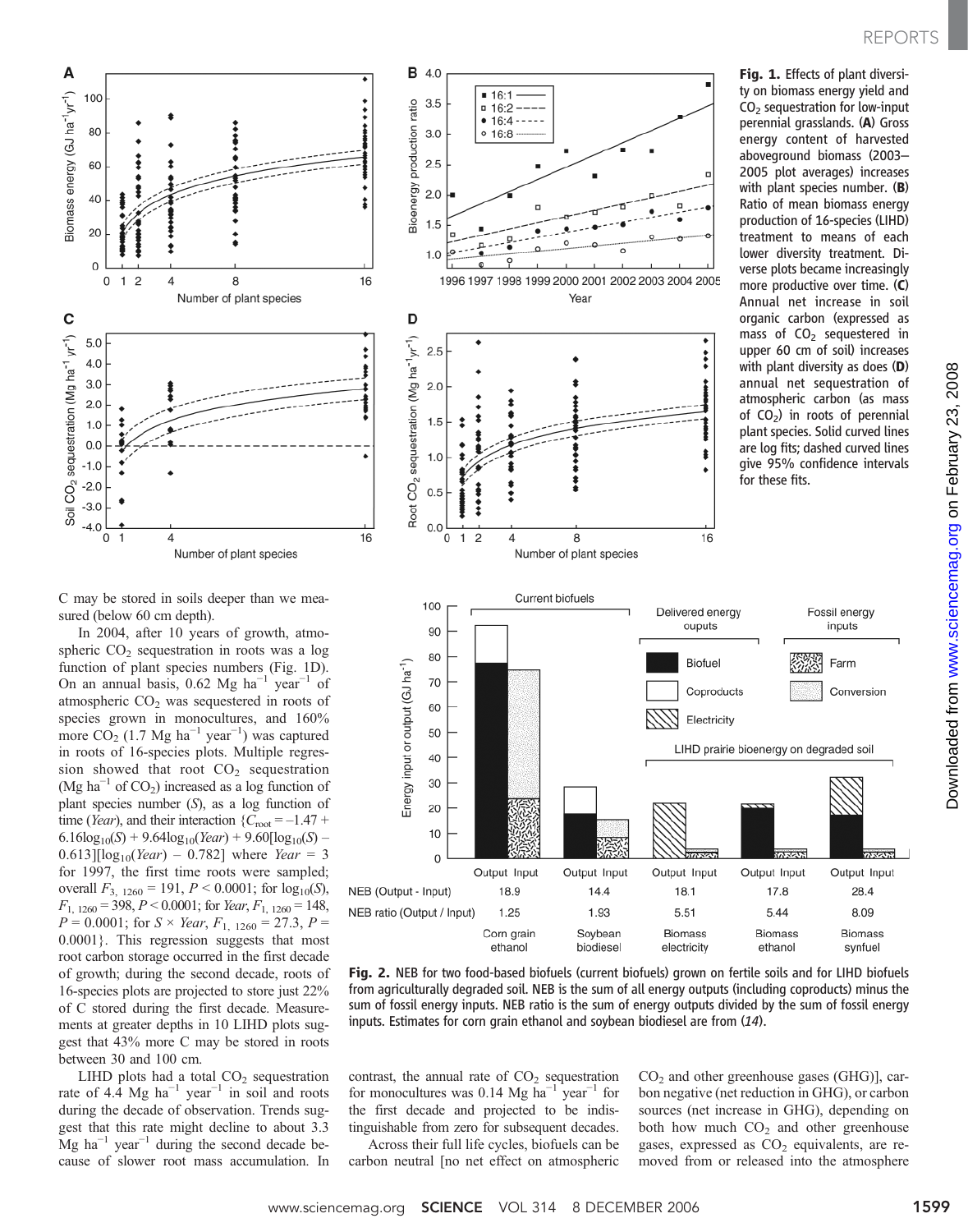Fig. 1. Effects of plant diversity on biomass energy yield and $CO_2$ sequestration for low-input perennial grasslands. (**A**) Gross energy content of harvested aboveground biomass (2003–2005 plot averages) increases with plant species number. (**B**) Ratio of mean biomass energy production of 16-species (LIHD) treatment to means of each lower diversity treatment. Diverse plots became increasingly more productive over time. (**C**) Annual net increase in soil organic carbon (expressed as mass of $CO_2$ sequestered in upper 60 cm of soil) increases with plant diversity as does (**D**) annual net sequestration of atmospheric carbon (as mass of $CO_2$) in roots of perennial plant species. Solid curved lines are log fits; dashed curved lines give 95% confidence intervals for these fits.

C may be stored in soils deeper than we measured (below 60 cm depth).

In 2004, after 10 years of growth, atmospheric $CO_2$ sequestration in roots was a log function of plant species numbers (Fig. 1D). On an annual basis, 0.62 Mg ha$^{-1}$ year$^{-1}$ of atmospheric $CO_2$ was sequestered in roots of species grown in monocultures, and 160% more $CO_2$ (1.7 Mg ha$^{-1}$ year$^{-1}$) was captured in roots of 16-species plots. Multiple regression showed that root $CO_2$ sequestration (Mg ha$^{-1}$ of $CO_2$) increased as a log function of plant species number ($S$), as a log function of time ($Year$), and their interaction $\{C_{root} = -1.47 + 6.16\log_{10}(S) + 9.64\log_{10}(Year) + 9.60[\log_{10}(S) - 0.613][\log_{10}(Year) - 0.782]$ where $Year = 3$ for 1997, the first time roots were sampled; overall $F_{3,\ 1260} = 191$, $P < 0.0001$; for $\log_{10}(S)$, $F_{1,\ 1260} = 398$, $P < 0.0001$; for $Year$, $F_{1,\ 1260} = 148$, $P = 0.0001$; for $S \times Year$, $F_{1,\ 1260} = 27.3$, $P = 0.0001\}$. This regression suggests that most root carbon storage occurred in the first decade of growth; during the second decade, roots of 16-species plots are projected to store just 22% of C stored during the first decade. Measurements at greater depths in 10 LIHD plots suggest that 43% more C may be stored in roots between 30 and 100 cm.

LIHD plots had a total $CO_2$ sequestration rate of 4.4 Mg ha$^{-1}$ year$^{-1}$ in soil and roots during the decade of observation. Trends suggest that this rate might decline to about 3.3 Mg ha$^{-1}$ year$^{-1}$ during the second decade because of slower root mass accumulation. In contrast, the annual rate of $CO_2$ sequestration for monocultures was 0.14 Mg ha$^{-1}$ year$^{-1}$ for the first decade and projected to be indistinguishable from zero for subsequent decades.

Across their full life cycles, biofuels can be carbon neutral [no net effect on atmospheric $CO_2$ and other greenhouse gases (GHG)], carbon negative (net reduction in GHG), or carbon sources (net increase in GHG), depending on both how much $CO_2$ and other greenhouse gases, expressed as $CO_2$ equivalents, are removed from or released into the atmosphere

| | Corn grain ethanol | Soybean biodiesel | Biomass electricity | Biomass ethanol | Biomass synfuel |
|---|---|---|---|---|---|
| NEB (Output - Input) | 18.9 | 14.4 | 18.1 | 17.8 | 28.4 |
| NEB ratio (Output / Input) | 1.25 | 1.93 | 5.51 | 5.44 | 8.09 |

Fig. 2. NEB for two food-based biofuels (current biofuels) grown on fertile soils and for LIHD biofuels from agriculturally degraded soil. NEB is the sum of all energy outputs (including coproducts) minus the sum of fossil energy inputs. NEB ratio is the sum of energy outputs divided by the sum of fossil energy inputs. Estimates for corn grain ethanol and soybean biodiesel are from (*14*).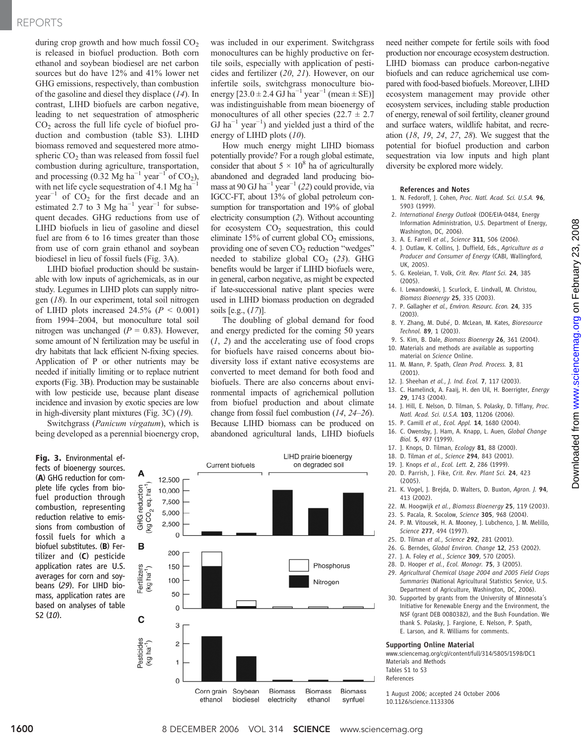during crop growth and how much fossil $CO_2$ is released in biofuel production. Both corn ethanol and soybean biodiesel are net carbon sources but do have 12% and 41% lower net GHG emissions, respectively, than combustion of the gasoline and diesel they displace (*14*). In contrast, LIHD biofuels are carbon negative, leading to net sequestration of atmospheric $CO_2$ across the full life cycle of biofuel production and combustion (table S3). LIHD biomass removed and sequestered more atmospheric $CO_2$ than was released from fossil fuel combustion during agriculture, transportation, and processing (0.32 Mg ha$^{-1}$ year$^{-1}$ of $CO_2$), with net life cycle sequestration of 4.1 Mg ha$^{-1}$ year$^{-1}$ of $CO_2$ for the first decade and an estimated 2.7 to 3 Mg ha$^{-1}$ year$^{-1}$ for subsequent decades. GHG reductions from use of LIHD biofuels in lieu of gasoline and diesel fuel are from 6 to 16 times greater than those from use of corn grain ethanol and soybean biodiesel in lieu of fossil fuels (Fig. 3A).

LIHD biofuel production should be sustainable with low inputs of agrichemicals, as in our study. Legumes in LIHD plots can supply nitrogen (*18*). In our experiment, total soil nitrogen of LIHD plots increased 24.5% ($P < 0.001$) from 1994–2004, but monoculture total soil nitrogen was unchanged ($P = 0.83$). However, some amount of N fertilization may be useful in dry habitats that lack efficient N-fixing species. Application of P or other nutrients may be needed if initially limiting or to replace nutrient exports (Fig. 3B). Production may be sustainable with low pesticide use, because plant disease incidence and invasion by exotic species are low in high-diversity plant mixtures (Fig. 3C) (*19*).

Switchgrass (*Panicum virgatum*), which is being developed as a perennial bioenergy crop, was included in our experiment. Switchgrass monocultures can be highly productive on fertile soils, especially with application of pesticides and fertilizer (*20*, *21*). However, on our infertile soils, switchgrass monoculture bioenergy [23.0 ± 2.4 GJ ha$^{-1}$ year$^{-1}$ (mean ± SE)] was indistinguishable from mean bioenergy of monocultures of all other species (22.7 ± 2.7 GJ ha$^{-1}$ year$^{-1}$) and yielded just a third of the energy of LIHD plots (*10*).

How much energy might LIHD biomass potentially provide? For a rough global estimate, consider that about $5 \times 10^8$ ha of agriculturally abandoned and degraded land producing biomass at 90 GJ ha$^{-1}$ year$^{-1}$ (*22*) could provide, via IGCC-FT, about 13% of global petroleum consumption for transportation and 19% of global electricity consumption (*2*). Without accounting for ecosystem $CO_2$ sequestration, this could eliminate 15% of current global $CO_2$ emissions, providing one of seven $CO_2$ reduction "wedges" needed to stabilize global $CO_2$ (*23*). GHG benefits would be larger if LIHD biofuels were, in general, carbon negative, as might be expected if late-successional native plant species were used in LIHD biomass production on degraded soils [e.g., (*17*)].

The doubling of global demand for food and energy predicted for the coming 50 years (*1*, *2*) and the accelerating use of food crops for biofuels have raised concerns about biodiversity loss if extant native ecosystems are converted to meet demand for both food and biofuels. There are also concerns about environmental impacts of agrichemical pollution from biofuel production and about climate change from fossil fuel combustion (*14*, *24*–*26*). Because LIHD biomass can be produced on abandoned agricultural lands, LIHD biofuels need neither compete for fertile soils with food production nor encourage ecosystem destruction. LIHD biomass can produce carbon-negative biofuels and can reduce agrichemical use compared with food-based biofuels. Moreover, LIHD ecosystem management may provide other ecosystem services, including stable production of energy, renewal of soil fertility, cleaner ground and surface waters, wildlife habitat, and recreation (*18*, *19*, *24*, *27*, *28*). We suggest that the potential for biofuel production and carbon sequestration via low inputs and high plant diversity be explored more widely.

Current biofuels

LIHD prairie bioenergy on degraded soil

A

GHG reduction (kg $CO_2$ eq. ha$^{-1}$)

12,500
10,000
7,500
5,000
2,500
0

B

Fertilizers (kg ha$^{-1}$)

200
150
100
50
0

Phosphorus

Nitrogen

C

Pesticides (kg ha$^{-1}$)

3
2
1
0

Corn grain ethanol

Soybean biodiesel

Biomass electricity

Biomass ethanol

Biomass synfuel

**Fig. 3.** Environmental effects of bioenergy sources. (**A**) GHG reduction for complete life cycles from biofuel production through combustion, representing reduction relative to emissions from combustion of fossil fuels for which a biofuel substitutes. (**B**) Fertilizer and (**C**) pesticide application rates are U.S. averages for corn and soybeans (*29*). For LIHD biomass, application rates are based on analyses of table S2 (*10*).

### References and Notes

1. N. Fedoroff, J. Cohen, *Proc. Natl. Acad. Sci. U.S.A.* **96**, 5903 (1999).
2. *International Energy Outlook* (DOE/EIA-0484, Energy Information Administration, U.S. Department of Energy, Washington, DC, 2006).
3. A. E. Farrell *et al.*, *Science* **311**, 506 (2006).
4. J. Outlaw, K. Collins, J. Duffield, Eds., *Agriculture as a Producer and Consumer of Energy* (CABI, Wallingford, UK, 2005).
5. G. Keoleian, T. Volk, *Crit. Rev. Plant Sci.* **24**, 385 (2005).
6. I. Lewandowski, J. Scurlock, E. Lindvall, M. Christou, *Biomass Bioenergy* **25**, 335 (2003).
7. P. Gallagher *et al.*, *Environ. Resourc. Econ.* **24**, 335 (2003).
8. Y. Zhang, M. Dubé, D. McLean, M. Kates, *Bioresource Technol.* **89**, 1 (2003).
9. S. Kim, B. Dale, *Biomass Bioenergy* **26**, 361 (2004).
10. Materials and methods are available as supporting material on *Science* Online.
11. M. Mann, P. Spath, *Clean Prod. Process.* **3**, 81 (2001).
12. J. Sheehan *et al.*, *J. Ind. Ecol.* **7**, 117 (2003).
13. C. Hamelinck, A. Faaij, H. den Uil, H. Boerrigter, *Energy* **29**, 1743 (2004).
14. J. Hill, E. Nelson, D. Tilman, S. Polasky, D. Tiffany, *Proc. Natl. Acad. Sci. U.S.A.* **103**, 11206 (2006).
15. P. Camill *et al.*, *Ecol. Appl.* **14**, 1680 (2004).
16. C. Owensby, J. Ham, A. Knapp, L. Auen, *Global Change Biol.* **5**, 497 (1999).
17. J. Knops, D. Tilman, *Ecology* **81**, 88 (2000).
18. D. Tilman *et al.*, *Science* **294**, 843 (2001).
19. J. Knops *et al.*, *Ecol. Lett.* **2**, 286 (1999).
20. D. Parrish, J. Fike, *Crit. Rev. Plant Sci.* **24**, 423 (2005).
21. K. Vogel, J. Brejda, D. Walters, D. Buxton, *Agron. J.* **94**, 413 (2002).
22. M. Hoogwijk *et al.*, *Biomass Bioenergy* **25**, 119 (2003).
23. S. Pacala, R. Socolow, *Science* **305**, 968 (2004).
24. P. M. Vitousek, H. A. Mooney, J. Lubchenco, J. M. Melillo, *Science* **277**, 494 (1997).
25. D. Tilman *et al.*, *Science* **292**, 281 (2001).
26. G. Berndes, *Global Environ. Change* **12**, 253 (2002).
27. J. A. Foley *et al.*, *Science* **309**, 570 (2005).
28. D. Hooper *et al.*, *Ecol. Monogr.* **75**, 3 (2005).
29. *Agricultural Chemical Usage 2004 and 2005 Field Crops Summaries* (National Agricultural Statistics Service, U.S. Department of Agriculture, Washington, DC, 2006).
30. Supported by grants from the University of Minnesota's Initiative for Renewable Energy and the Environment, the NSF (grant DEB 0080382), and the Bush Foundation. We thank S. Polasky, J. Fargione, E. Nelson, P. Spath, E. Larson, and R. Williams for comments.

### Supporting Online Material

www.sciencemag.org/cgi/content/full/314/5805/1598/DC1
Materials and Methods
Tables S1 to S3
References

1 August 2006; accepted 24 October 2006
10.1126/science.1133306